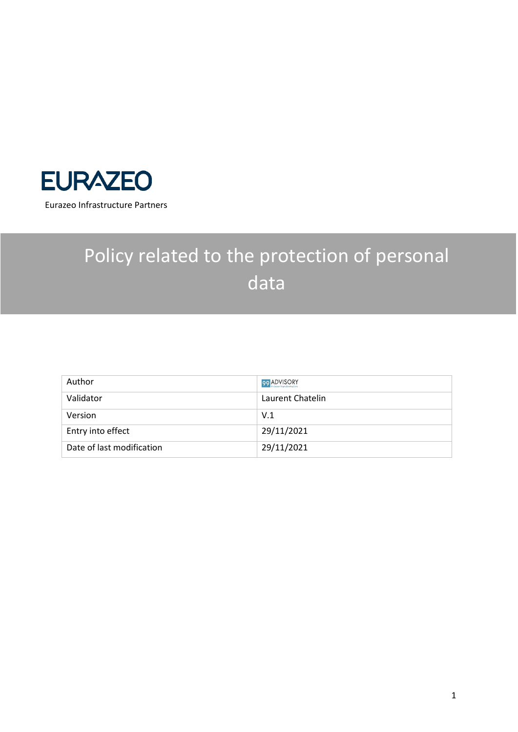EURAZEO

Eurazeo Infrastructure Partners

# Policy related to the protection of personal data

| Author | 99 ADVISORY |
| --- | --- |
| Validator | Laurent Chatelin |
| Version | V.1 |
| Entry into effect | 29/11/2021 |
| Date of last modification | 29/11/2021 |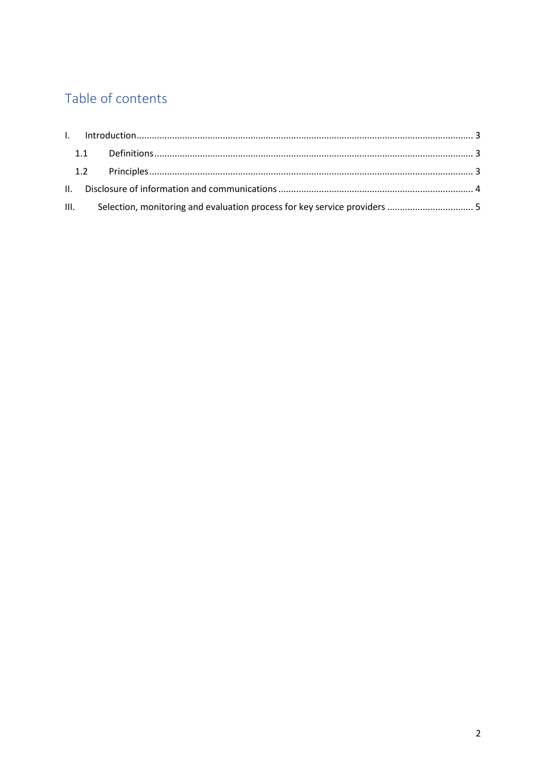## Table of contents

I. Introduction ... 3

  1.1 Definitions ... 3

  1.2 Principles ... 3

II. Disclosure of information and communications ... 4

III. Selection, monitoring and evaluation process for key service providers ... 5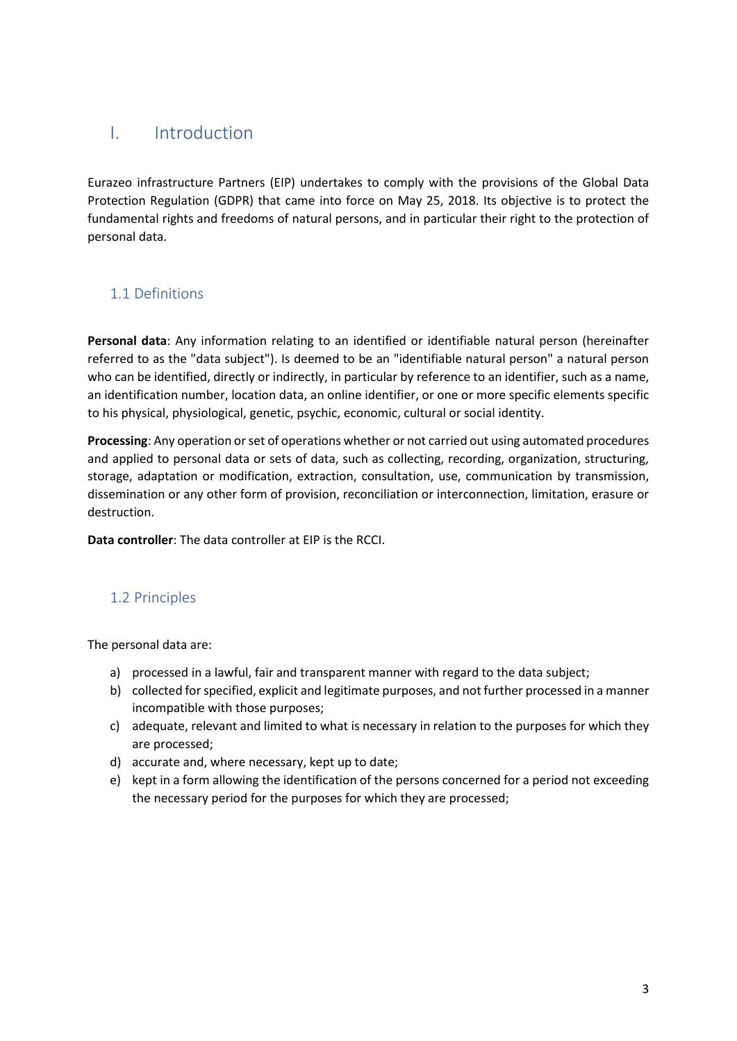# I. Introduction

Eurazeo infrastructure Partners (EIP) undertakes to comply with the provisions of the Global Data Protection Regulation (GDPR) that came into force on May 25, 2018. Its objective is to protect the fundamental rights and freedoms of natural persons, and in particular their right to the protection of personal data.

## 1.1 Definitions

**Personal data**: Any information relating to an identified or identifiable natural person (hereinafter referred to as the "data subject"). Is deemed to be an "identifiable natural person" a natural person who can be identified, directly or indirectly, in particular by reference to an identifier, such as a name, an identification number, location data, an online identifier, or one or more specific elements specific to his physical, physiological, genetic, psychic, economic, cultural or social identity.

**Processing**: Any operation or set of operations whether or not carried out using automated procedures and applied to personal data or sets of data, such as collecting, recording, organization, structuring, storage, adaptation or modification, extraction, consultation, use, communication by transmission, dissemination or any other form of provision, reconciliation or interconnection, limitation, erasure or destruction.

**Data controller**: The data controller at EIP is the RCCI.

## 1.2 Principles

The personal data are:

a) processed in a lawful, fair and transparent manner with regard to the data subject;
b) collected for specified, explicit and legitimate purposes, and not further processed in a manner incompatible with those purposes;
c) adequate, relevant and limited to what is necessary in relation to the purposes for which they are processed;
d) accurate and, where necessary, kept up to date;
e) kept in a form allowing the identification of the persons concerned for a period not exceeding the necessary period for the purposes for which they are processed;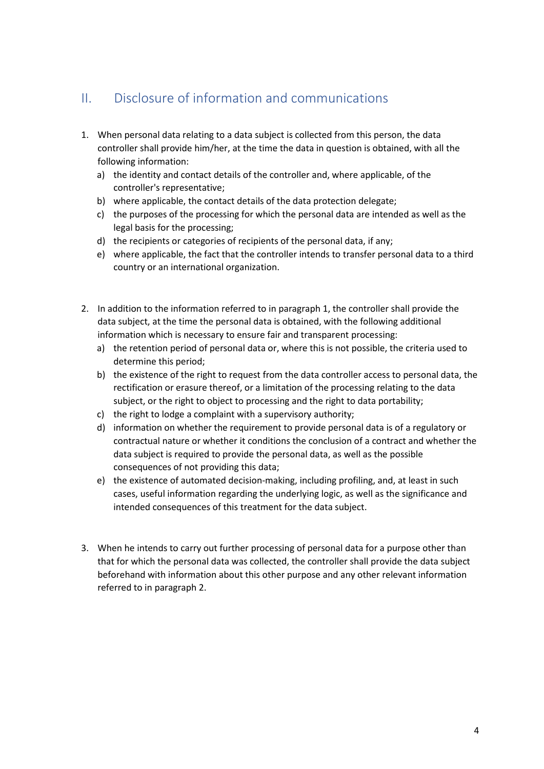## II. Disclosure of information and communications

1. When personal data relating to a data subject is collected from this person, the data controller shall provide him/her, at the time the data in question is obtained, with all the following information:
   a) the identity and contact details of the controller and, where applicable, of the controller's representative;
   b) where applicable, the contact details of the data protection delegate;
   c) the purposes of the processing for which the personal data are intended as well as the legal basis for the processing;
   d) the recipients or categories of recipients of the personal data, if any;
   e) where applicable, the fact that the controller intends to transfer personal data to a third country or an international organization.

2. In addition to the information referred to in paragraph 1, the controller shall provide the data subject, at the time the personal data is obtained, with the following additional information which is necessary to ensure fair and transparent processing:
   a) the retention period of personal data or, where this is not possible, the criteria used to determine this period;
   b) the existence of the right to request from the data controller access to personal data, the rectification or erasure thereof, or a limitation of the processing relating to the data subject, or the right to object to processing and the right to data portability;
   c) the right to lodge a complaint with a supervisory authority;
   d) information on whether the requirement to provide personal data is of a regulatory or contractual nature or whether it conditions the conclusion of a contract and whether the data subject is required to provide the personal data, as well as the possible consequences of not providing this data;
   e) the existence of automated decision-making, including profiling, and, at least in such cases, useful information regarding the underlying logic, as well as the significance and intended consequences of this treatment for the data subject.

3. When he intends to carry out further processing of personal data for a purpose other than that for which the personal data was collected, the controller shall provide the data subject beforehand with information about this other purpose and any other relevant information referred to in paragraph 2.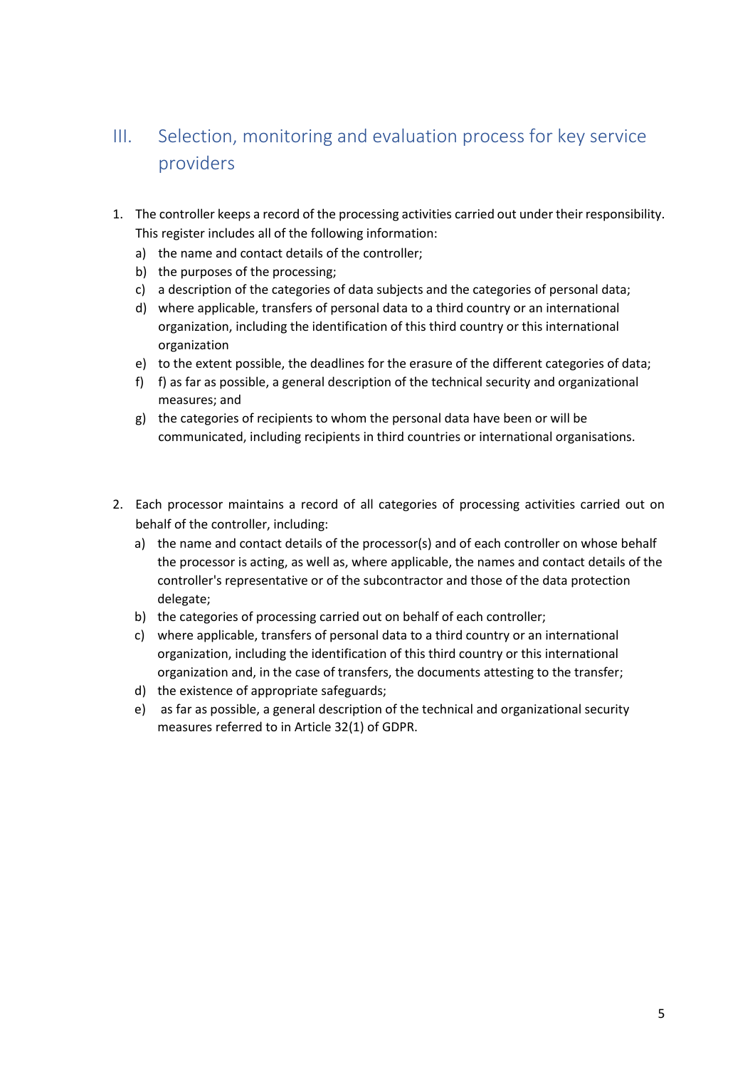## III. Selection, monitoring and evaluation process for key service providers

1. The controller keeps a record of the processing activities carried out under their responsibility. This register includes all of the following information:
   a) the name and contact details of the controller;
   b) the purposes of the processing;
   c) a description of the categories of data subjects and the categories of personal data;
   d) where applicable, transfers of personal data to a third country or an international organization, including the identification of this third country or this international organization
   e) to the extent possible, the deadlines for the erasure of the different categories of data;
   f) f) as far as possible, a general description of the technical security and organizational measures; and
   g) the categories of recipients to whom the personal data have been or will be communicated, including recipients in third countries or international organisations.

2. Each processor maintains a record of all categories of processing activities carried out on behalf of the controller, including:
   a) the name and contact details of the processor(s) and of each controller on whose behalf the processor is acting, as well as, where applicable, the names and contact details of the controller's representative or of the subcontractor and those of the data protection delegate;
   b) the categories of processing carried out on behalf of each controller;
   c) where applicable, transfers of personal data to a third country or an international organization, including the identification of this third country or this international organization and, in the case of transfers, the documents attesting to the transfer;
   d) the existence of appropriate safeguards;
   e) as far as possible, a general description of the technical and organizational security measures referred to in Article 32(1) of GDPR.